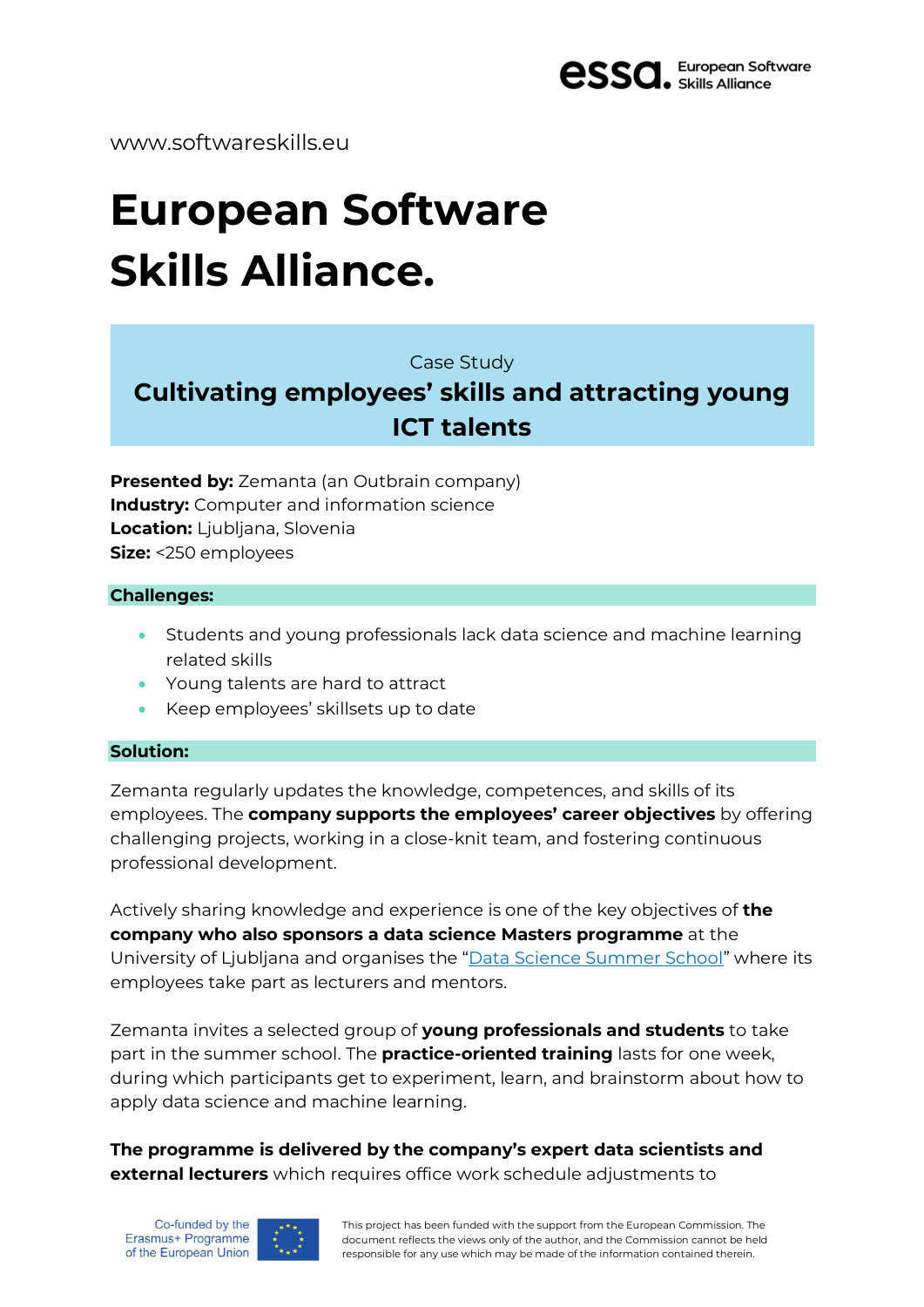www.softwareskills.eu

# European Software Skills Alliance.

Case Study

## Cultivating employees' skills and attracting young ICT talents

**Presented by:** Zemanta (an Outbrain company)
**Industry:** Computer and information science
**Location:** Ljubljana, Slovenia
**Size:** <250 employees

### Challenges:

- Students and young professionals lack data science and machine learning related skills
- Young talents are hard to attract
- Keep employees' skillsets up to date

### Solution:

Zemanta regularly updates the knowledge, competences, and skills of its employees. The **company supports the employees' career objectives** by offering challenging projects, working in a close-knit team, and fostering continuous professional development.

Actively sharing knowledge and experience is one of the key objectives of **the company who also sponsors a data science Masters programme** at the University of Ljubljana and organises the "Data Science Summer School" where its employees take part as lecturers and mentors.

Zemanta invites a selected group of **young professionals and students** to take part in the summer school. The **practice-oriented training** lasts for one week, during which participants get to experiment, learn, and brainstorm about how to apply data science and machine learning.

**The programme is delivered by the company's expert data scientists and external lecturers** which requires office work schedule adjustments to

Co-funded by the Erasmus+ Programme of the European Union

This project has been funded with the support from the European Commission. The document reflects the views only of the author, and the Commission cannot be held responsible for any use which may be made of the information contained therein.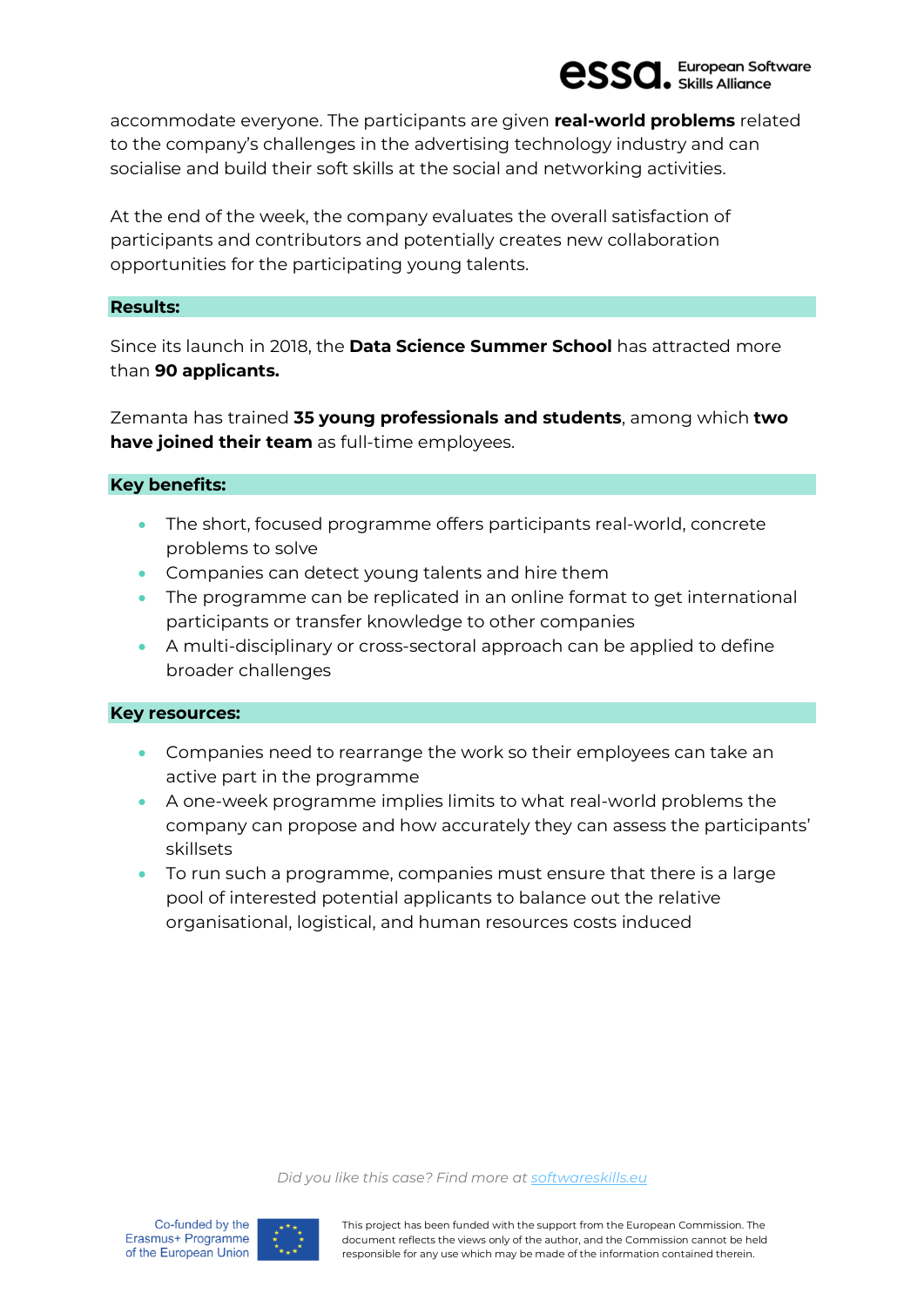accommodate everyone. The participants are given **real-world problems** related to the company's challenges in the advertising technology industry and can socialise and build their soft skills at the social and networking activities.

At the end of the week, the company evaluates the overall satisfaction of participants and contributors and potentially creates new collaboration opportunities for the participating young talents.

**Results:**

Since its launch in 2018, the **Data Science Summer School** has attracted more than **90 applicants.**

Zemanta has trained **35 young professionals and students**, among which **two have joined their team** as full-time employees.

**Key benefits:**

- The short, focused programme offers participants real-world, concrete problems to solve
- Companies can detect young talents and hire them
- The programme can be replicated in an online format to get international participants or transfer knowledge to other companies
- A multi-disciplinary or cross-sectoral approach can be applied to define broader challenges

**Key resources:**

- Companies need to rearrange the work so their employees can take an active part in the programme
- A one-week programme implies limits to what real-world problems the company can propose and how accurately they can assess the participants' skillsets
- To run such a programme, companies must ensure that there is a large pool of interested potential applicants to balance out the relative organisational, logistical, and human resources costs induced

*Did you like this case? Find more at [softwareskills.eu](softwareskills.eu)*

Co-funded by the Erasmus+ Programme of the European Union

This project has been funded with the support from the European Commission. The document reflects the views only of the author, and the Commission cannot be held responsible for any use which may be made of the information contained therein.